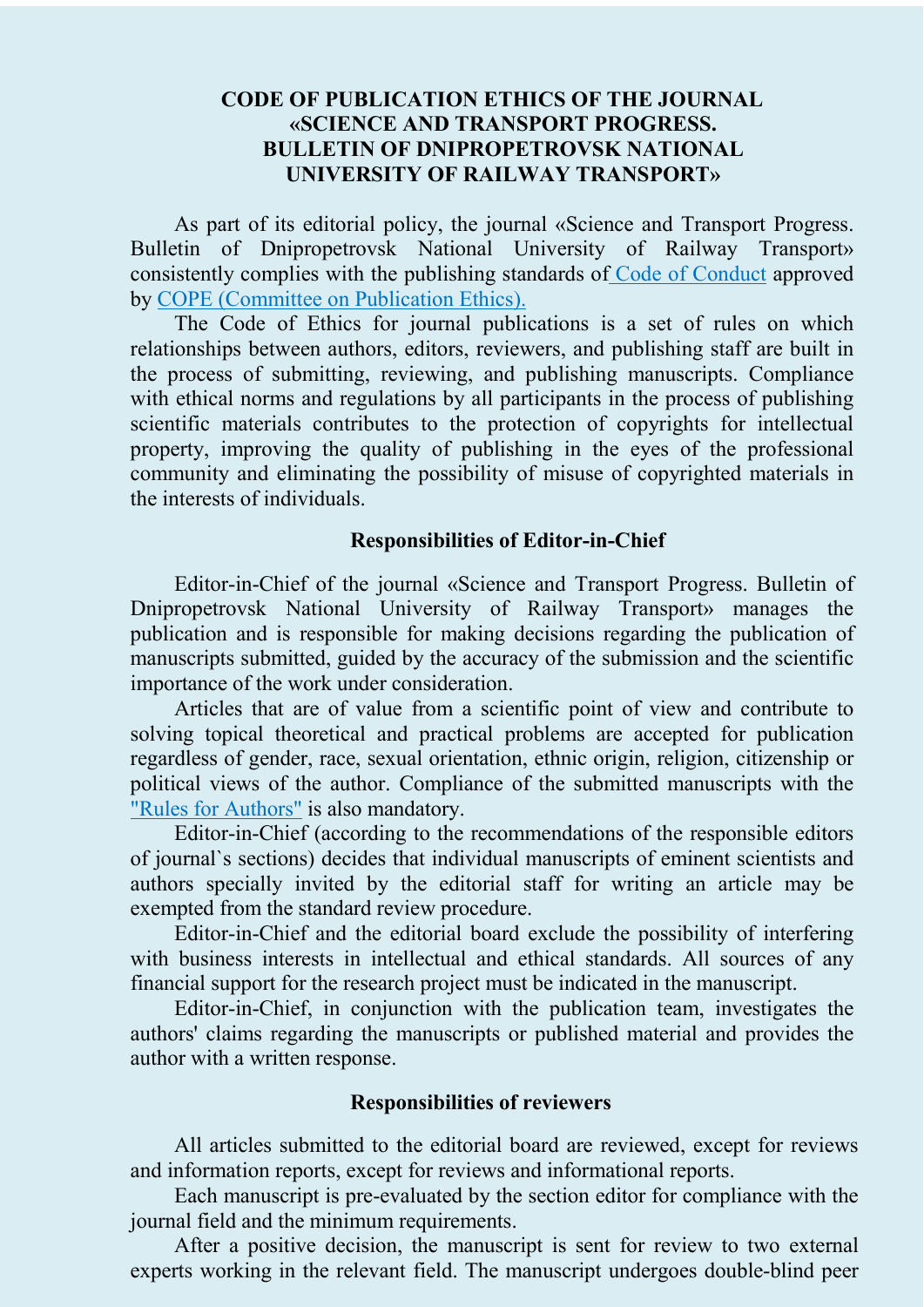# CODE OF PUBLICATION ETHICS OF THE JOURNAL «SCIENCE AND TRANSPORT PROGRESS. BULLETIN OF DNIPROPETROVSK NATIONAL UNIVERSITY OF RAILWAY TRANSPORT»

As part of its editorial policy, the journal «Science and Transport Progress. Bulletin of Dnipropetrovsk National University of Railway Transport» consistently complies with the publishing standards of Code of Conduct approved by COPE (Committee on Publication Ethics).

The Code of Ethics for journal publications is a set of rules on which relationships between authors, editors, reviewers, and publishing staff are built in the process of submitting, reviewing, and publishing manuscripts. Compliance with ethical norms and regulations by all participants in the process of publishing scientific materials contributes to the protection of copyrights for intellectual property, improving the quality of publishing in the eyes of the professional community and eliminating the possibility of misuse of copyrighted materials in the interests of individuals.

## Responsibilities of Editor-in-Chief

Editor-in-Chief of the journal «Science and Transport Progress. Bulletin of Dnipropetrovsk National University of Railway Transport» manages the publication and is responsible for making decisions regarding the publication of manuscripts submitted, guided by the accuracy of the submission and the scientific importance of the work under consideration.

Articles that are of value from a scientific point of view and contribute to solving topical theoretical and practical problems are accepted for publication regardless of gender, race, sexual orientation, ethnic origin, religion, citizenship or political views of the author. Compliance of the submitted manuscripts with the "Rules for Authors" is also mandatory.

Editor-in-Chief (according to the recommendations of the responsible editors of journal`s sections) decides that individual manuscripts of eminent scientists and authors specially invited by the editorial staff for writing an article may be exempted from the standard review procedure.

Editor-in-Chief and the editorial board exclude the possibility of interfering with business interests in intellectual and ethical standards. All sources of any financial support for the research project must be indicated in the manuscript.

Editor-in-Chief, in conjunction with the publication team, investigates the authors' claims regarding the manuscripts or published material and provides the author with a written response.

## Responsibilities of reviewers

All articles submitted to the editorial board are reviewed, except for reviews and information reports, except for reviews and informational reports.

Each manuscript is pre-evaluated by the section editor for compliance with the journal field and the minimum requirements.

After a positive decision, the manuscript is sent for review to two external experts working in the relevant field. The manuscript undergoes double-blind peer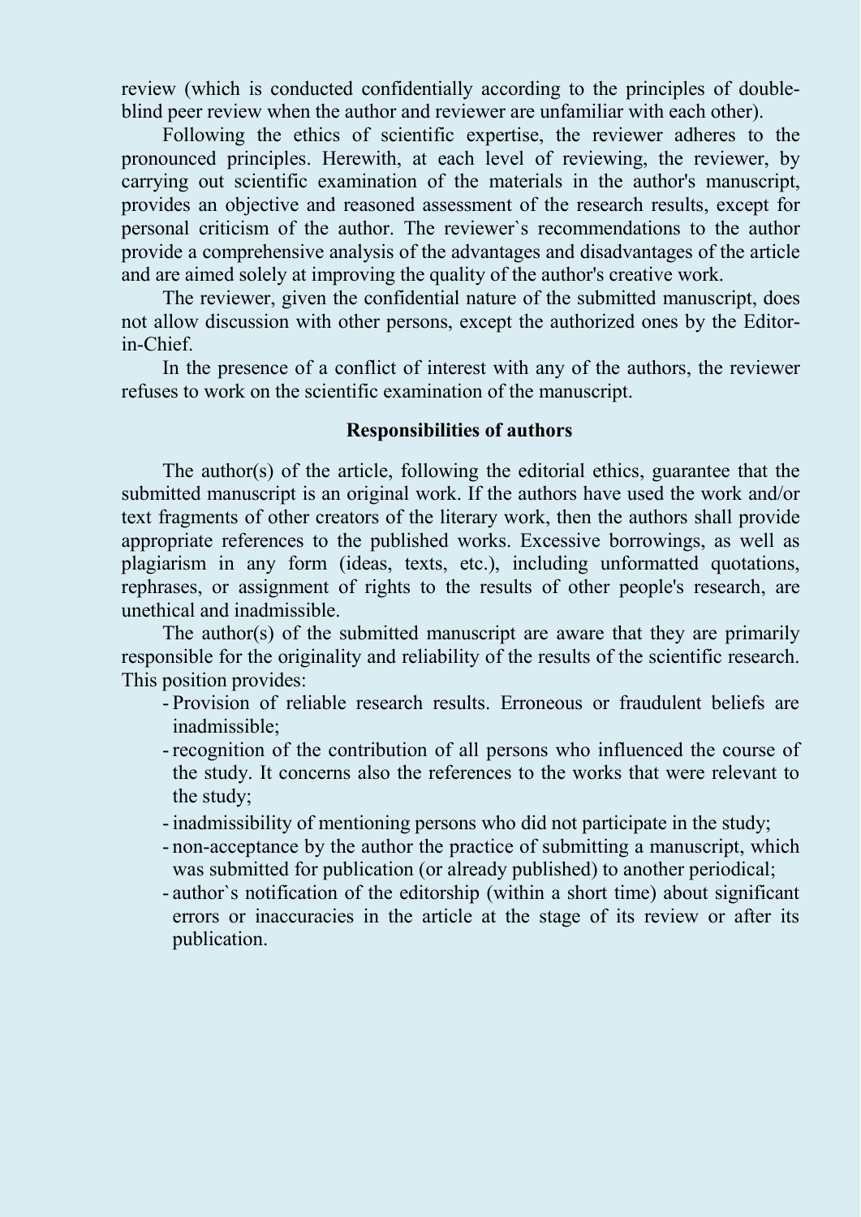review (which is conducted confidentially according to the principles of double-blind peer review when the author and reviewer are unfamiliar with each other).

Following the ethics of scientific expertise, the reviewer adheres to the pronounced principles. Herewith, at each level of reviewing, the reviewer, by carrying out scientific examination of the materials in the author's manuscript, provides an objective and reasoned assessment of the research results, except for personal criticism of the author. The reviewer`s recommendations to the author provide a comprehensive analysis of the advantages and disadvantages of the article and are aimed solely at improving the quality of the author's creative work.

The reviewer, given the confidential nature of the submitted manuscript, does not allow discussion with other persons, except the authorized ones by the Editor-in-Chief.

In the presence of a conflict of interest with any of the authors, the reviewer refuses to work on the scientific examination of the manuscript.

### Responsibilities of authors

The author(s) of the article, following the editorial ethics, guarantee that the submitted manuscript is an original work. If the authors have used the work and/or text fragments of other creators of the literary work, then the authors shall provide appropriate references to the published works. Excessive borrowings, as well as plagiarism in any form (ideas, texts, etc.), including unformatted quotations, rephrases, or assignment of rights to the results of other people's research, are unethical and inadmissible.

The author(s) of the submitted manuscript are aware that they are primarily responsible for the originality and reliability of the results of the scientific research. This position provides:

- Provision of reliable research results. Erroneous or fraudulent beliefs are inadmissible;
- recognition of the contribution of all persons who influenced the course of the study. It concerns also the references to the works that were relevant to the study;
- inadmissibility of mentioning persons who did not participate in the study;
- non-acceptance by the author the practice of submitting a manuscript, which was submitted for publication (or already published) to another periodical;
- author`s notification of the editorship (within a short time) about significant errors or inaccuracies in the article at the stage of its review or after its publication.